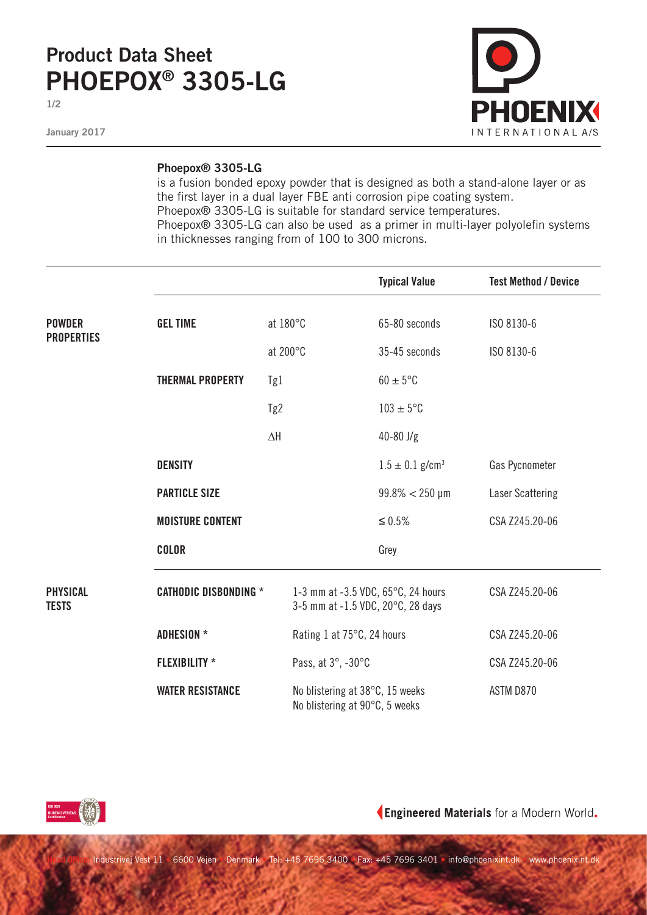# Product Data Sheet
# PHOEPOX® 3305-LG

January 2017

**Phoepox® 3305-LG**
is a fusion bonded epoxy powder that is designed as both a stand-alone layer or as the first layer in a dual layer FBE anti corrosion pipe coating system.
Phoepox® 3305-LG is suitable for standard service temperatures.
Phoepox® 3305-LG can also be used as a primer in multi-layer polyolefin systems in thicknesses ranging from of 100 to 300 microns.

| | | | Typical Value | Test Method / Device |
|---|---|---|---|---|
| **POWDER PROPERTIES** | **GEL TIME** | at 180°C | 65-80 seconds | ISO 8130-6 |
| | | at 200°C | 35-45 seconds | ISO 8130-6 |
| | **THERMAL PROPERTY** | Tg1 | $60 \pm 5$°C | |
| | | Tg2 | $103 \pm 5$°C | |
| | | ΔH | 40-80 J/g | |
| | **DENSITY** | | $1.5 \pm 0.1$ g/cm$^3$ | Gas Pycnometer |
| | **PARTICLE SIZE** | | 99.8% < 250 µm | Laser Scattering |
| | **MOISTURE CONTENT** | | ≤ 0.5% | CSA Z245.20-06 |
| | **COLOR** | | Grey | |
| **PHYSICAL TESTS** | **CATHODIC DISBONDING** * | 1-3 mm at -3.5 VDC, 65°C, 24 hours<br>3-5 mm at -1.5 VDC, 20°C, 28 days | | CSA Z245.20-06 |
| | **ADHESION** * | Rating 1 at 75°C, 24 hours | | CSA Z245.20-06 |
| | **FLEXIBILITY** * | Pass, at 3°, -30°C | | CSA Z245.20-06 |
| | **WATER RESISTANCE** | No blistering at 38°C, 15 weeks<br>No blistering at 90°C, 5 weeks | | ASTM D870 |

**Engineered Materials** for a Modern World.

Head Office: Industrivej Vest 11 • 6600 Vejen • Denmark • Tel: +45 7696 3400 • Fax: +45 7696 3401 • info@phoenixint.dk • www.phoenixint.dk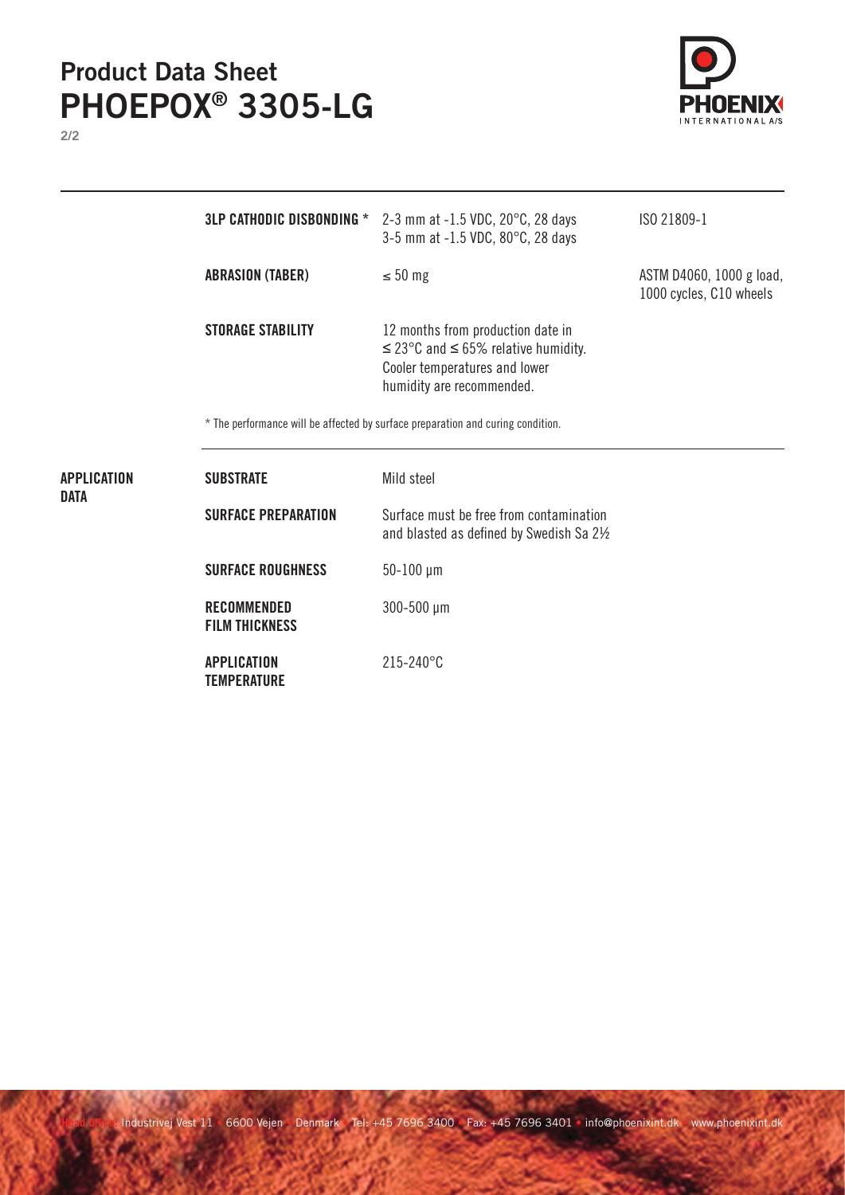| | | | |
|---|---|---|---|
| | **3LP CATHODIC DISBONDING** * | 2-3 mm at -1.5 VDC, 20°C, 28 days<br>3-5 mm at -1.5 VDC, 80°C, 28 days | ISO 21809-1 |
| | **ABRASION (TABER)** | ≤ 50 mg | ASTM D4060, 1000 g load, 1000 cycles, C10 wheels |
| | **STORAGE STABILITY** | 12 months from production date in ≤ 23°C and ≤ 65% relative humidity. Cooler temperatures and lower humidity are recommended. | |

* The performance will be affected by surface preparation and curing condition.

| | | |
|---|---|---|
| **APPLICATION DATA** | **SUBSTRATE** | Mild steel |
| | **SURFACE PREPARATION** | Surface must be free from contamination and blasted as defined by Swedish Sa 2½ |
| | **SURFACE ROUGHNESS** | 50-100 µm |
| | **RECOMMENDED FILM THICKNESS** | 300-500 µm |
| | **APPLICATION TEMPERATURE** | 215-240°C |

Head Office: Industrivej Vest 11 • 6600 Vejen • Denmark • Tel: +45 7696 3400 • Fax: +45 7696 3401 • info@phoenixint.dk • www.phoenixint.dk